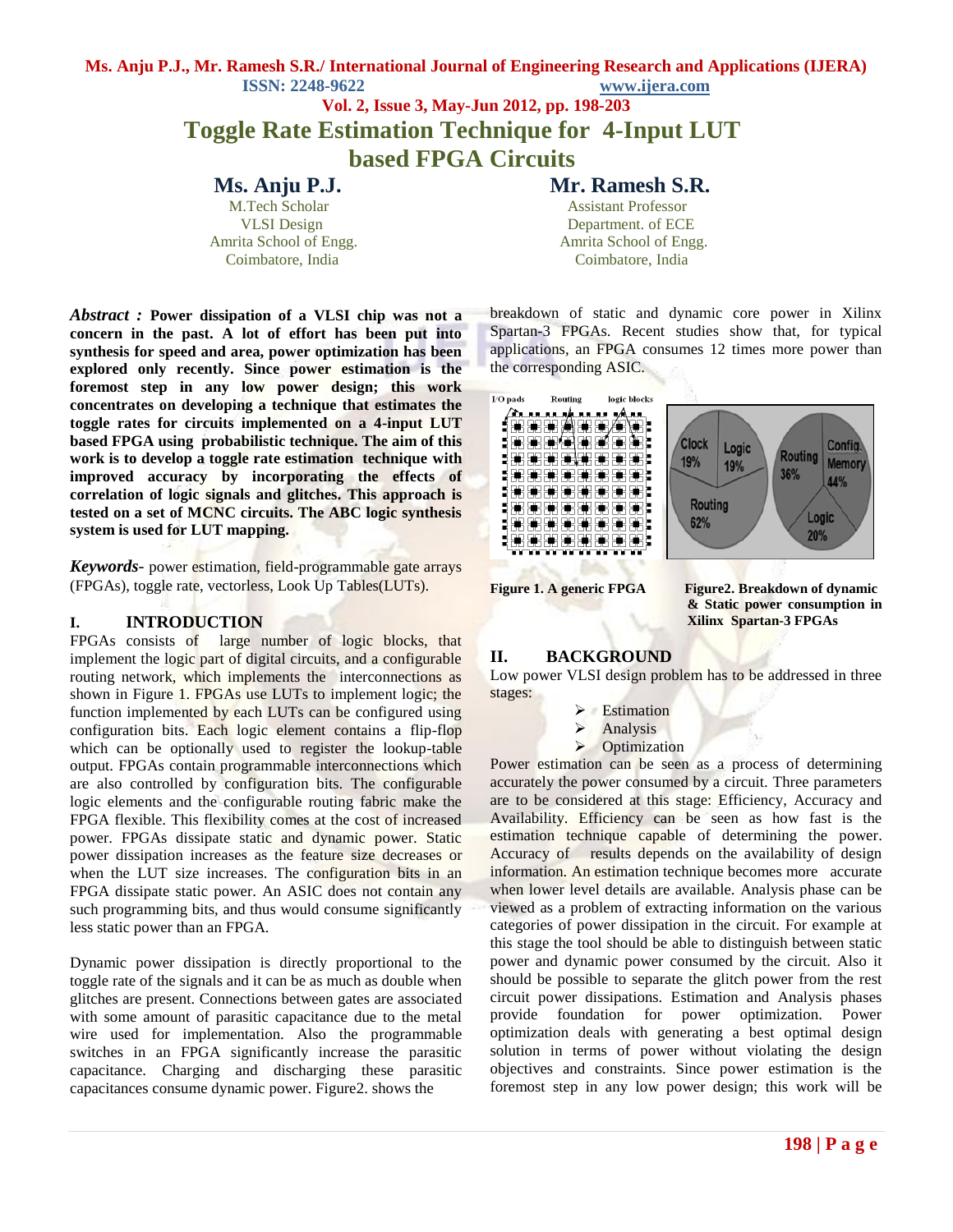# Toggle Rate Estimation Technique for 4-Input LUT based FPGA Circuits

**Ms. Anju P.J.**
M.Tech Scholar
VLSI Design
Amrita School of Engg.
Coimbatore, India

**Mr. Ramesh S.R.**
Assistant Professor
Department. of ECE
Amrita School of Engg.
Coimbatore, India

***Abstract :*** **Power dissipation of a VLSI chip was not a concern in the past. A lot of effort has been put into synthesis for speed and area, power optimization has been explored only recently. Since power estimation is the foremost step in any low power design; this work concentrates on developing a technique that estimates the toggle rates for circuits implemented on a 4-input LUT based FPGA using probabilistic technique. The aim of this work is to develop a toggle rate estimation technique with improved accuracy by incorporating the effects of correlation of logic signals and glitches. This approach is tested on a set of MCNC circuits. The ABC logic synthesis system is used for LUT mapping.**

***Keywords-*** power estimation, field-programmable gate arrays (FPGAs), toggle rate, vectorless, Look Up Tables(LUTs).

## I. INTRODUCTION

FPGAs consists of large number of logic blocks, that implement the logic part of digital circuits, and a configurable routing network, which implements the interconnections as shown in Figure 1. FPGAs use LUTs to implement logic; the function implemented by each LUTs can be configured using configuration bits. Each logic element contains a flip-flop which can be optionally used to register the lookup-table output. FPGAs contain programmable interconnections which are also controlled by configuration bits. The configurable logic elements and the configurable routing fabric make the FPGA flexible. This flexibility comes at the cost of increased power. FPGAs dissipate static and dynamic power. Static power dissipation increases as the feature size decreases or when the LUT size increases. The configuration bits in an FPGA dissipate static power. An ASIC does not contain any such programming bits, and thus would consume significantly less static power than an FPGA.

Dynamic power dissipation is directly proportional to the toggle rate of the signals and it can be as much as double when glitches are present. Connections between gates are associated with some amount of parasitic capacitance due to the metal wire used for implementation. Also the programmable switches in an FPGA significantly increase the parasitic capacitance. Charging and discharging these parasitic capacitances consume dynamic power. Figure2. shows the breakdown of static and dynamic core power in Xilinx Spartan-3 FPGAs. Recent studies show that, for typical applications, an FPGA consumes 12 times more power than the corresponding ASIC.

**Figure 1. A generic FPGA**

**Figure2. Breakdown of dynamic & Static power consumption in Xilinx Spartan-3 FPGAs**

## II. BACKGROUND

Low power VLSI design problem has to be addressed in three stages:

- Estimation
- Analysis
- Optimization

Power estimation can be seen as a process of determining accurately the power consumed by a circuit. Three parameters are to be considered at this stage: Efficiency, Accuracy and Availability. Efficiency can be seen as how fast is the estimation technique capable of determining the power. Accuracy of results depends on the availability of design information. An estimation technique becomes more accurate when lower level details are available. Analysis phase can be viewed as a problem of extracting information on the various categories of power dissipation in the circuit. For example at this stage the tool should be able to distinguish between static power and dynamic power consumed by the circuit. Also it should be possible to separate the glitch power from the rest circuit power dissipations. Estimation and Analysis phases provide foundation for power optimization. Power optimization deals with generating a best optimal design solution in terms of power without violating the design objectives and constraints. Since power estimation is the foremost step in any low power design; this work will be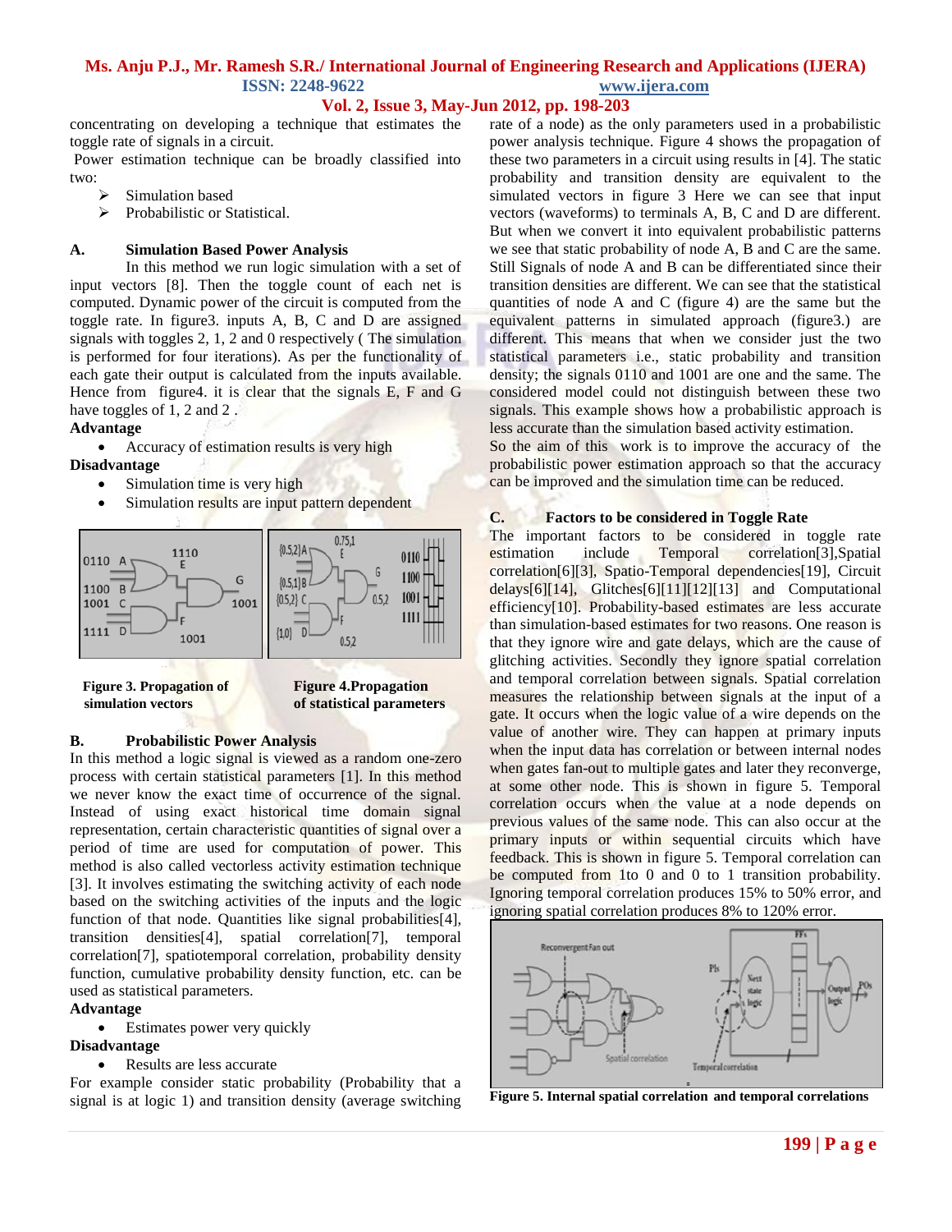concentrating on developing a technique that estimates the toggle rate of signals in a circuit.

Power estimation technique can be broadly classified into two:

- Simulation based
- Probabilistic or Statistical.

### A. Simulation Based Power Analysis

In this method we run logic simulation with a set of input vectors [8]. Then the toggle count of each net is computed. Dynamic power of the circuit is computed from the toggle rate. In figure3. inputs A, B, C and D are assigned signals with toggles 2, 1, 2 and 0 respectively ( The simulation is performed for four iterations). As per the functionality of each gate their output is calculated from the inputs available. Hence from figure4. it is clear that the signals E, F and G have toggles of 1, 2 and 2 .

**Advantage**

- Accuracy of estimation results is very high

**Disadvantage**

- Simulation time is very high
- Simulation results are input pattern dependent

**Figure 3. Propagation of simulation vectors**

**Figure 4.Propagation of statistical parameters**

### B. Probabilistic Power Analysis

In this method a logic signal is viewed as a random one-zero process with certain statistical parameters [1]. In this method we never know the exact time of occurrence of the signal. Instead of using exact historical time domain signal representation, certain characteristic quantities of signal over a period of time are used for computation of power. This method is also called vectorless activity estimation technique [3]. It involves estimating the switching activity of each node based on the switching activities of the inputs and the logic function of that node. Quantities like signal probabilities[4], transition densities[4], spatial correlation[7], temporal correlation[7], spatiotemporal correlation, probability density function, cumulative probability density function, etc. can be used as statistical parameters.

**Advantage**

- Estimates power very quickly

**Disadvantage**

- Results are less accurate

For example consider static probability (Probability that a signal is at logic 1) and transition density (average switching rate of a node) as the only parameters used in a probabilistic power analysis technique. Figure 4 shows the propagation of these two parameters in a circuit using results in [4]. The static probability and transition density are equivalent to the simulated vectors in figure 3 Here we can see that input vectors (waveforms) to terminals A, B, C and D are different. But when we convert it into equivalent probabilistic patterns we see that static probability of node A, B and C are the same. Still Signals of node A and B can be differentiated since their transition densities are different. We can see that the statistical quantities of node A and C (figure 4) are the same but the equivalent patterns in simulated approach (figure3.) are different. This means that when we consider just the two statistical parameters i.e., static probability and transition density; the signals 0110 and 1001 are one and the same. The considered model could not distinguish between these two signals. This example shows how a probabilistic approach is less accurate than the simulation based activity estimation.

So the aim of this work is to improve the accuracy of the probabilistic power estimation approach so that the accuracy can be improved and the simulation time can be reduced.

### C. Factors to be considered in Toggle Rate

The important factors to be considered in toggle rate estimation include Temporal correlation[3],Spatial correlation[6][3], Spatio-Temporal dependencies[19], Circuit delays[6][14], Glitches[6][11][12][13] and Computational efficiency[10]. Probability-based estimates are less accurate than simulation-based estimates for two reasons. One reason is that they ignore wire and gate delays, which are the cause of glitching activities. Secondly they ignore spatial correlation and temporal correlation between signals. Spatial correlation measures the relationship between signals at the input of a gate. It occurs when the logic value of a wire depends on the value of another wire. They can happen at primary inputs when the input data has correlation or between internal nodes when gates fan-out to multiple gates and later they reconverge, at some other node. This is shown in figure 5. Temporal correlation occurs when the value at a node depends on previous values of the same node. This can also occur at the primary inputs or within sequential circuits which have feedback. This is shown in figure 5. Temporal correlation can be computed from 1to 0 and 0 to 1 transition probability. Ignoring temporal correlation produces 15% to 50% error, and ignoring spatial correlation produces 8% to 120% error.

**Figure 5. Internal spatial correlation and temporal correlations**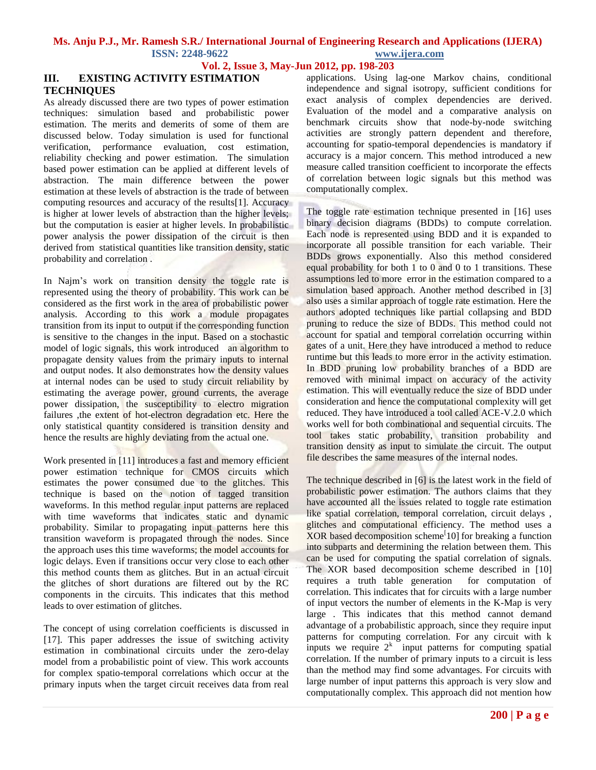## III. EXISTING ACTIVITY ESTIMATION TECHNIQUES

As already discussed there are two types of power estimation techniques: simulation based and probabilistic power estimation. The merits and demerits of some of them are discussed below. Today simulation is used for functional verification, performance evaluation, cost estimation, reliability checking and power estimation. The simulation based power estimation can be applied at different levels of abstraction. The main difference between the power estimation at these levels of abstraction is the trade of between computing resources and accuracy of the results[1]. Accuracy is higher at lower levels of abstraction than the higher levels; but the computation is easier at higher levels. In probabilistic power analysis the power dissipation of the circuit is then derived from statistical quantities like transition density, static probability and correlation .

In Najm's work on transition density the toggle rate is represented using the theory of probability. This work can be considered as the first work in the area of probabilistic power analysis. According to this work a module propagates transition from its input to output if the corresponding function is sensitive to the changes in the input. Based on a stochastic model of logic signals, this work introduced an algorithm to propagate density values from the primary inputs to internal and output nodes. It also demonstrates how the density values at internal nodes can be used to study circuit reliability by estimating the average power, ground currents, the average power dissipation, the susceptibility to electro migration failures ,the extent of hot-electron degradation etc. Here the only statistical quantity considered is transition density and hence the results are highly deviating from the actual one.

Work presented in [11] introduces a fast and memory efficient power estimation technique for CMOS circuits which estimates the power consumed due to the glitches. This technique is based on the notion of tagged transition waveforms. In this method regular input patterns are replaced with time waveforms that indicates static and dynamic probability. Similar to propagating input patterns here this transition waveform is propagated through the nodes. Since the approach uses this time waveforms; the model accounts for logic delays. Even if transitions occur very close to each other this method counts them as glitches. But in an actual circuit the glitches of short durations are filtered out by the RC components in the circuits. This indicates that this method leads to over estimation of glitches.

The concept of using correlation coefficients is discussed in [17]. This paper addresses the issue of switching activity estimation in combinational circuits under the zero-delay model from a probabilistic point of view. This work accounts for complex spatio-temporal correlations which occur at the primary inputs when the target circuit receives data from real applications. Using lag-one Markov chains, conditional independence and signal isotropy, sufficient conditions for exact analysis of complex dependencies are derived. Evaluation of the model and a comparative analysis on benchmark circuits show that node-by-node switching activities are strongly pattern dependent and therefore, accounting for spatio-temporal dependencies is mandatory if accuracy is a major concern. This method introduced a new measure called transition coefficient to incorporate the effects of correlation between logic signals but this method was computationally complex.

The toggle rate estimation technique presented in [16] uses binary decision diagrams (BDDs) to compute correlation. Each node is represented using BDD and it is expanded to incorporate all possible transition for each variable. Their BDDs grows exponentially. Also this method considered equal probability for both 1 to 0 and 0 to 1 transitions. These assumptions led to more error in the estimation compared to a simulation based approach. Another method described in [3] also uses a similar approach of toggle rate estimation. Here the authors adopted techniques like partial collapsing and BDD pruning to reduce the size of BDDs. This method could not account for spatial and temporal correlation occurring within gates of a unit. Here they have introduced a method to reduce runtime but this leads to more error in the activity estimation. In BDD pruning low probability branches of a BDD are removed with minimal impact on accuracy of the activity estimation. This will eventually reduce the size of BDD under consideration and hence the computational complexity will get reduced. They have introduced a tool called ACE-V.2.0 which works well for both combinational and sequential circuits. The tool takes static probability, transition probability and transition density as input to simulate the circuit. The output file describes the same measures of the internal nodes.

The technique described in [6] is the latest work in the field of probabilistic power estimation. The authors claims that they have accounted all the issues related to toggle rate estimation like spatial correlation, temporal correlation, circuit delays , glitches and computational efficiency. The method uses a XOR based decomposition scheme[10] for breaking a function into subparts and determining the relation between them. This can be used for computing the spatial correlation of signals. The XOR based decomposition scheme described in [10] requires a truth table generation for computation of correlation. This indicates that for circuits with a large number of input vectors the number of elements in the K-Map is very large . This indicates that this method cannot demand advantage of a probabilistic approach, since they require input patterns for computing correlation. For any circuit with k inputs we require $2^k$ input patterns for computing spatial correlation. If the number of primary inputs to a circuit is less than the method may find some advantages. For circuits with large number of input patterns this approach is very slow and computationally complex. This approach did not mention how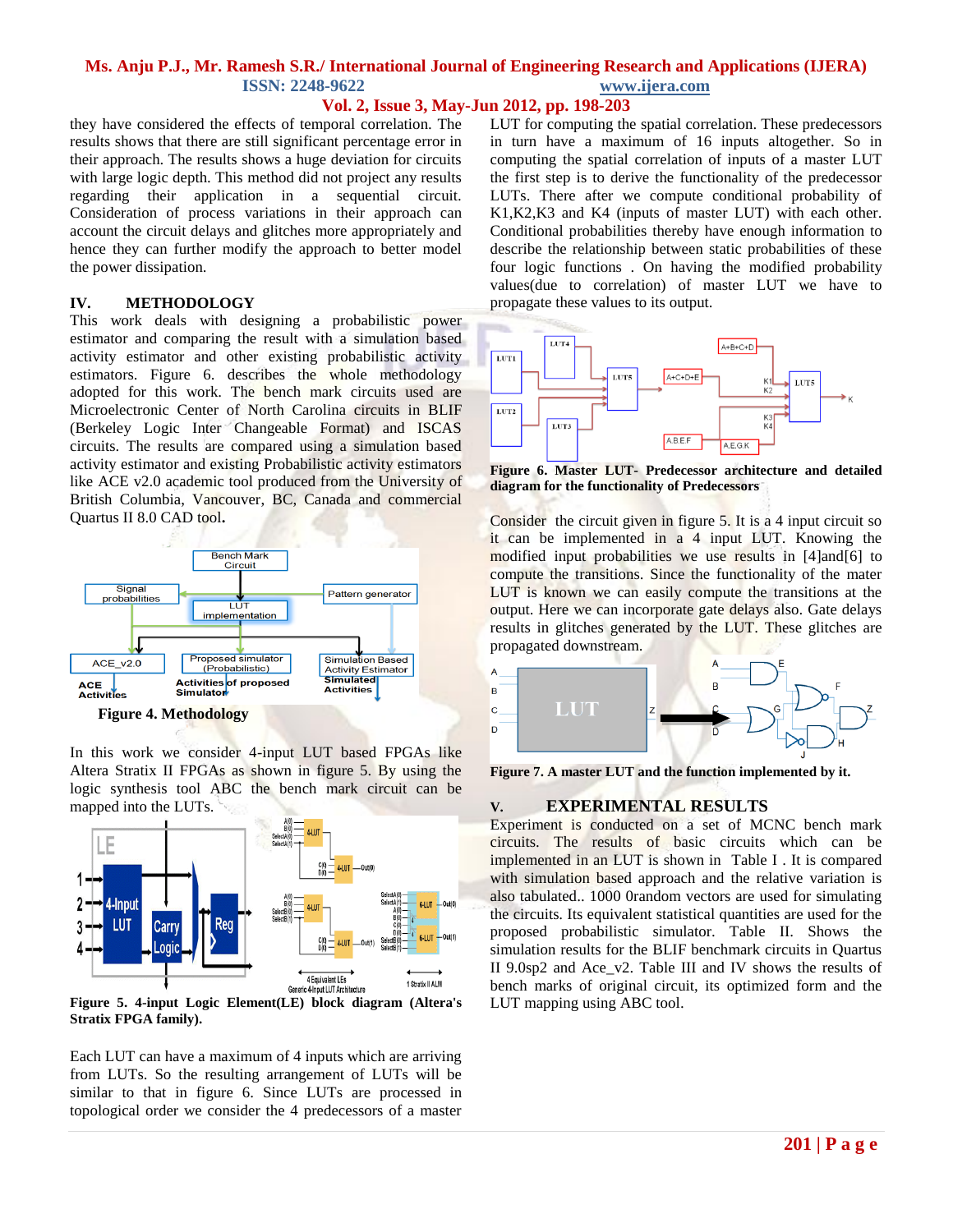they have considered the effects of temporal correlation. The results shows that there are still significant percentage error in their approach. The results shows a huge deviation for circuits with large logic depth. This method did not project any results regarding their application in a sequential circuit. Consideration of process variations in their approach can account the circuit delays and glitches more appropriately and hence they can further modify the approach to better model the power dissipation.

## IV. METHODOLOGY

This work deals with designing a probabilistic power estimator and comparing the result with a simulation based activity estimator and other existing probabilistic activity estimators. Figure 6. describes the whole methodology adopted for this work. The bench mark circuits used are Microelectronic Center of North Carolina circuits in BLIF (Berkeley Logic Inter Changeable Format) and ISCAS circuits. The results are compared using a simulation based activity estimator and existing Probabilistic activity estimators like ACE v2.0 academic tool produced from the University of British Columbia, Vancouver, BC, Canada and commercial Quartus II 8.0 CAD tool.

**Figure 4. Methodology**

In this work we consider 4-input LUT based FPGAs like Altera Stratix II FPGAs as shown in figure 5. By using the logic synthesis tool ABC the bench mark circuit can be mapped into the LUTs.

**Figure 5. 4-input Logic Element(LE) block diagram (Altera's Stratix FPGA family).**

Each LUT can have a maximum of 4 inputs which are arriving from LUTs. So the resulting arrangement of LUTs will be similar to that in figure 6. Since LUTs are processed in topological order we consider the 4 predecessors of a master LUT for computing the spatial correlation. These predecessors in turn have a maximum of 16 inputs altogether. So in computing the spatial correlation of inputs of a master LUT the first step is to derive the functionality of the predecessor LUTs. There after we compute conditional probability of K1,K2,K3 and K4 (inputs of master LUT) with each other. Conditional probabilities thereby have enough information to describe the relationship between static probabilities of these four logic functions . On having the modified probability values(due to correlation) of master LUT we have to propagate these values to its output.

**Figure 6. Master LUT- Predecessor architecture and detailed diagram for the functionality of Predecessors**

Consider the circuit given in figure 5. It is a 4 input circuit so it can be implemented in a 4 input LUT. Knowing the modified input probabilities we use results in [4]and[6] to compute the transitions. Since the functionality of the mater LUT is known we can easily compute the transitions at the output. Here we can incorporate gate delays also. Gate delays results in glitches generated by the LUT. These glitches are propagated downstream.

**Figure 7. A master LUT and the function implemented by it.**

## V. EXPERIMENTAL RESULTS

Experiment is conducted on a set of MCNC bench mark circuits. The results of basic circuits which can be implemented in an LUT is shown in Table I . It is compared with simulation based approach and the relative variation is also tabulated.. 1000 0random vectors are used for simulating the circuits. Its equivalent statistical quantities are used for the proposed probabilistic simulator. Table II. Shows the simulation results for the BLIF benchmark circuits in Quartus II 9.0sp2 and Ace_v2. Table III and IV shows the results of bench marks of original circuit, its optimized form and the LUT mapping using ABC tool.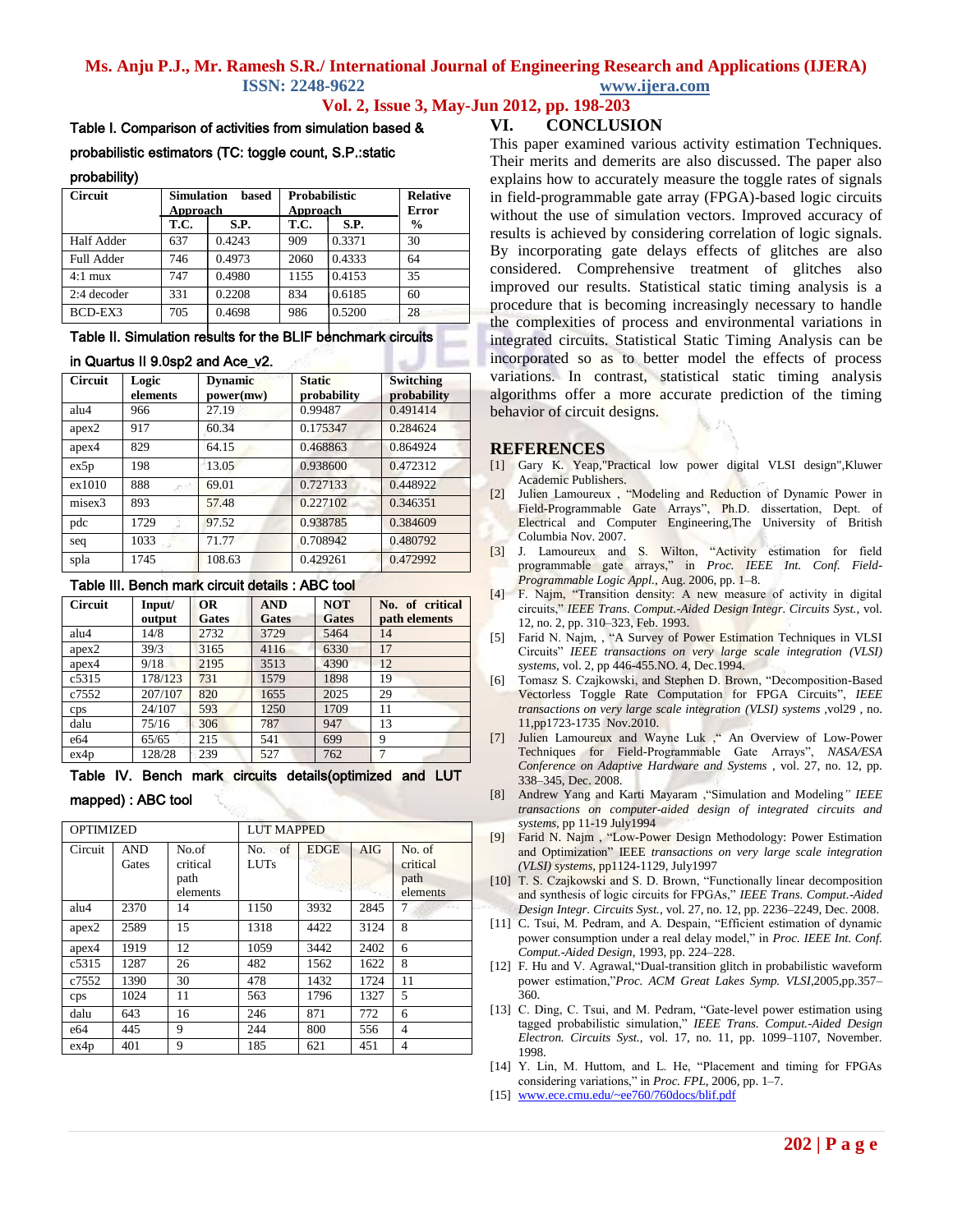Table I. Comparison of activities from simulation based & probabilistic estimators (TC: toggle count, S.P.:static probability)

| Circuit | Simulation based Approach | | Probabilistic Approach | | Relative Error |
|---|---|---|---|---|---|
| | T.C. | S.P. | T.C. | S.P. | % |
| Half Adder | 637 | 0.4243 | 909 | 0.3371 | 30 |
| Full Adder | 746 | 0.4973 | 2060 | 0.4333 | 64 |
| 4:1 mux | 747 | 0.4980 | 1155 | 0.4153 | 35 |
| 2:4 decoder | 331 | 0.2208 | 834 | 0.6185 | 60 |
| BCD-EX3 | 705 | 0.4698 | 986 | 0.5200 | 28 |

Table II. Simulation results for the BLIF benchmark circuits in Quartus II 9.0sp2 and Ace_v2.

| Circuit | Logic elements | Dynamic power(mw) | Static probability | Switching probability |
|---|---|---|---|---|
| alu4 | 966 | 27.19 | 0.99487 | 0.491414 |
| apex2 | 917 | 60.34 | 0.175347 | 0.284624 |
| apex4 | 829 | 64.15 | 0.468863 | 0.864924 |
| ex5p | 198 | 13.05 | 0.938600 | 0.472312 |
| ex1010 | 888 | 69.01 | 0.727133 | 0.448922 |
| misex3 | 893 | 57.48 | 0.227102 | 0.346351 |
| pdc | 1729 | 97.52 | 0.938785 | 0.384609 |
| seq | 1033 | 71.77 | 0.708942 | 0.480792 |
| spla | 1745 | 108.63 | 0.429261 | 0.472992 |

Table III. Bench mark circuit details : ABC tool

| Circuit | Input/ output | OR Gates | AND Gates | NOT Gates | No. of critical path elements |
|---|---|---|---|---|---|
| alu4 | 14/8 | 2732 | 3729 | 5464 | 14 |
| apex2 | 39/3 | 3165 | 4116 | 6330 | 17 |
| apex4 | 9/18 | 2195 | 3513 | 4390 | 12 |
| c5315 | 178/123 | 731 | 1579 | 1898 | 19 |
| c7552 | 207/107 | 820 | 1655 | 2025 | 29 |
| cps | 24/107 | 593 | 1250 | 1709 | 11 |
| dalu | 75/16 | 306 | 787 | 947 | 13 |
| e64 | 65/65 | 215 | 541 | 699 | 9 |
| ex4p | 128/28 | 239 | 527 | 762 | 7 |

Table IV. Bench mark circuits details(optimized and LUT mapped) : ABC tool

| OPTIMIZED | | | LUT MAPPED | | | |
|---|---|---|---|---|---|---|
| Circuit | AND Gates | No.of critical path elements | No. of LUTs | EDGE | AIG | No. of critical path elements |
| alu4 | 2370 | 14 | 1150 | 3932 | 2845 | 7 |
| apex2 | 2589 | 15 | 1318 | 4422 | 3124 | 8 |
| apex4 | 1919 | 12 | 1059 | 3442 | 2402 | 6 |
| c5315 | 1287 | 26 | 482 | 1562 | 1622 | 8 |
| c7552 | 1390 | 30 | 478 | 1432 | 1724 | 11 |
| cps | 1024 | 11 | 563 | 1796 | 1327 | 5 |
| dalu | 643 | 16 | 246 | 871 | 772 | 6 |
| e64 | 445 | 9 | 244 | 800 | 556 | 4 |
| ex4p | 401 | 9 | 185 | 621 | 451 | 4 |

## VI. CONCLUSION

This paper examined various activity estimation Techniques. Their merits and demerits are also discussed. The paper also explains how to accurately measure the toggle rates of signals in field-programmable gate array (FPGA)-based logic circuits without the use of simulation vectors. Improved accuracy of results is achieved by considering correlation of logic signals. By incorporating gate delays effects of glitches are also considered. Comprehensive treatment of glitches also improved our results. Statistical static timing analysis is a procedure that is becoming increasingly necessary to handle the complexities of process and environmental variations in integrated circuits. Statistical Static Timing Analysis can be incorporated so as to better model the effects of process variations. In contrast, statistical static timing analysis algorithms offer a more accurate prediction of the timing behavior of circuit designs.

## REFERENCES

[1] Gary K. Yeap,"Practical low power digital VLSI design",Kluwer Academic Publishers.

[2] Julien Lamoureux , "Modeling and Reduction of Dynamic Power in Field-Programmable Gate Arrays", Ph.D. dissertation, Dept. of Electrical and Computer Engineering,The University of British Columbia Nov. 2007.

[3] J. Lamoureux and S. Wilton, "Activity estimation for field programmable gate arrays," in *Proc. IEEE Int. Conf. Field-Programmable Logic Appl.*, Aug. 2006, pp. 1–8.

[4] F. Najm, "Transition density: A new measure of activity in digital circuits," *IEEE Trans. Comput.-Aided Design Integr. Circuits Syst.*, vol. 12, no. 2, pp. 310–323, Feb. 1993.

[5] Farid N. Najm, , "A Survey of Power Estimation Techniques in VLSI Circuits" *IEEE transactions on very large scale integration (VLSI) systems*, vol. 2, pp 446-455.NO. 4, Dec.1994.

[6] Tomasz S. Czajkowski, and Stephen D. Brown, "Decomposition-Based Vectorless Toggle Rate Computation for FPGA Circuits", *IEEE transactions on very large scale integration (VLSI) systems* ,vol29 , no. 11,pp1723-1735 Nov.2010.

[7] Julien Lamoureux and Wayne Luk ," An Overview of Low-Power Techniques for Field-Programmable Gate Arrays", *NASA/ESA Conference on Adaptive Hardware and Systems* , vol. 27, no. 12, pp. 338–345, Dec. 2008.

[8] Andrew Yang and Karti Mayaram ,"Simulation and Modeling" *IEEE transactions on computer-aided design of integrated circuits and systems*, pp 11-19 July1994

[9] Farid N. Najm , "Low-Power Design Methodology: Power Estimation and Optimization" IEEE *transactions on very large scale integration (VLSI) systems*, pp1124-1129, July1997

[10] T. S. Czajkowski and S. D. Brown, "Functionally linear decomposition and synthesis of logic circuits for FPGAs," *IEEE Trans. Comput.-Aided Design Integr. Circuits Syst.*, vol. 27, no. 12, pp. 2236–2249, Dec. 2008.

[11] C. Tsui, M. Pedram, and A. Despain, "Efficient estimation of dynamic power consumption under a real delay model," in *Proc. IEEE Int. Conf. Comput.-Aided Design*, 1993, pp. 224–228.

[12] F. Hu and V. Agrawal,"Dual-transition glitch in probabilistic waveform power estimation,"*Proc. ACM Great Lakes Symp. VLSI*,2005,pp.357–360.

[13] C. Ding, C. Tsui, and M. Pedram, "Gate-level power estimation using tagged probabilistic simulation," *IEEE Trans. Comput.-Aided Design Electron. Circuits Syst.*, vol. 17, no. 11, pp. 1099–1107, November. 1998.

[14] Y. Lin, M. Huttom, and L. He, "Placement and timing for FPGAs considering variations," in *Proc. FPL*, 2006, pp. 1–7.

[15] www.ece.cmu.edu/~ee760/760docs/blif.pdf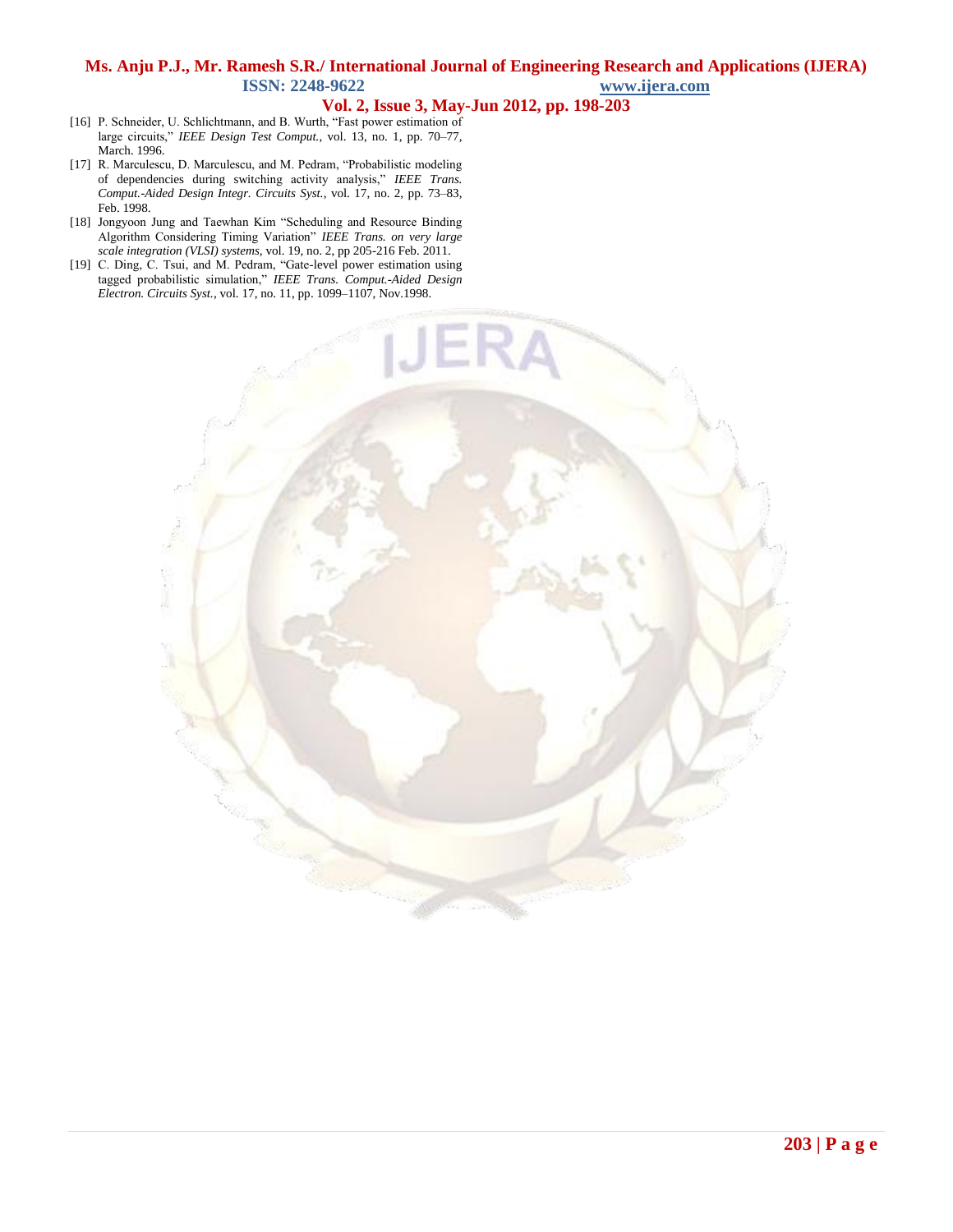[16] P. Schneider, U. Schlichtmann, and B. Wurth, "Fast power estimation of large circuits," *IEEE Design Test Comput.*, vol. 13, no. 1, pp. 70–77, March. 1996.

[17] R. Marculescu, D. Marculescu, and M. Pedram, "Probabilistic modeling of dependencies during switching activity analysis," *IEEE Trans. Comput.-Aided Design Integr. Circuits Syst.*, vol. 17, no. 2, pp. 73–83, Feb. 1998.

[18] Jongyoon Jung and Taewhan Kim "Scheduling and Resource Binding Algorithm Considering Timing Variation" *IEEE Trans. on very large scale integration (VLSI) systems*, vol. 19, no. 2, pp 205-216 Feb. 2011.

[19] C. Ding, C. Tsui, and M. Pedram, "Gate-level power estimation using tagged probabilistic simulation," *IEEE Trans. Comput.-Aided Design Electron. Circuits Syst.*, vol. 17, no. 11, pp. 1099–1107, Nov.1998.